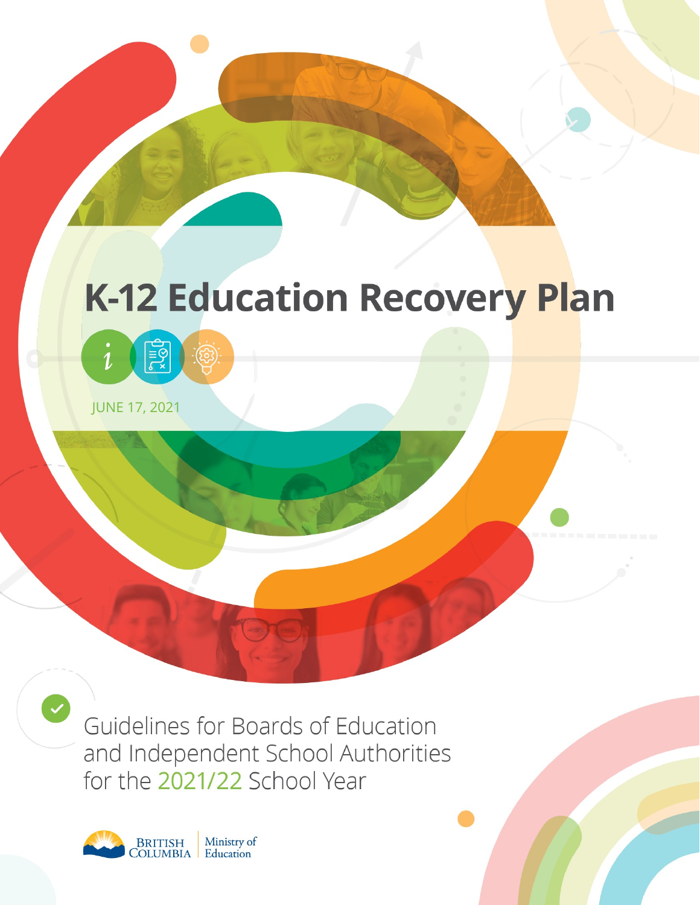# K-12 Education Recovery Plan

JUNE 17, 2021

Guidelines for Boards of Education and Independent School Authorities for the 2021/22 School Year

BRITISH COLUMBIA | Ministry of Education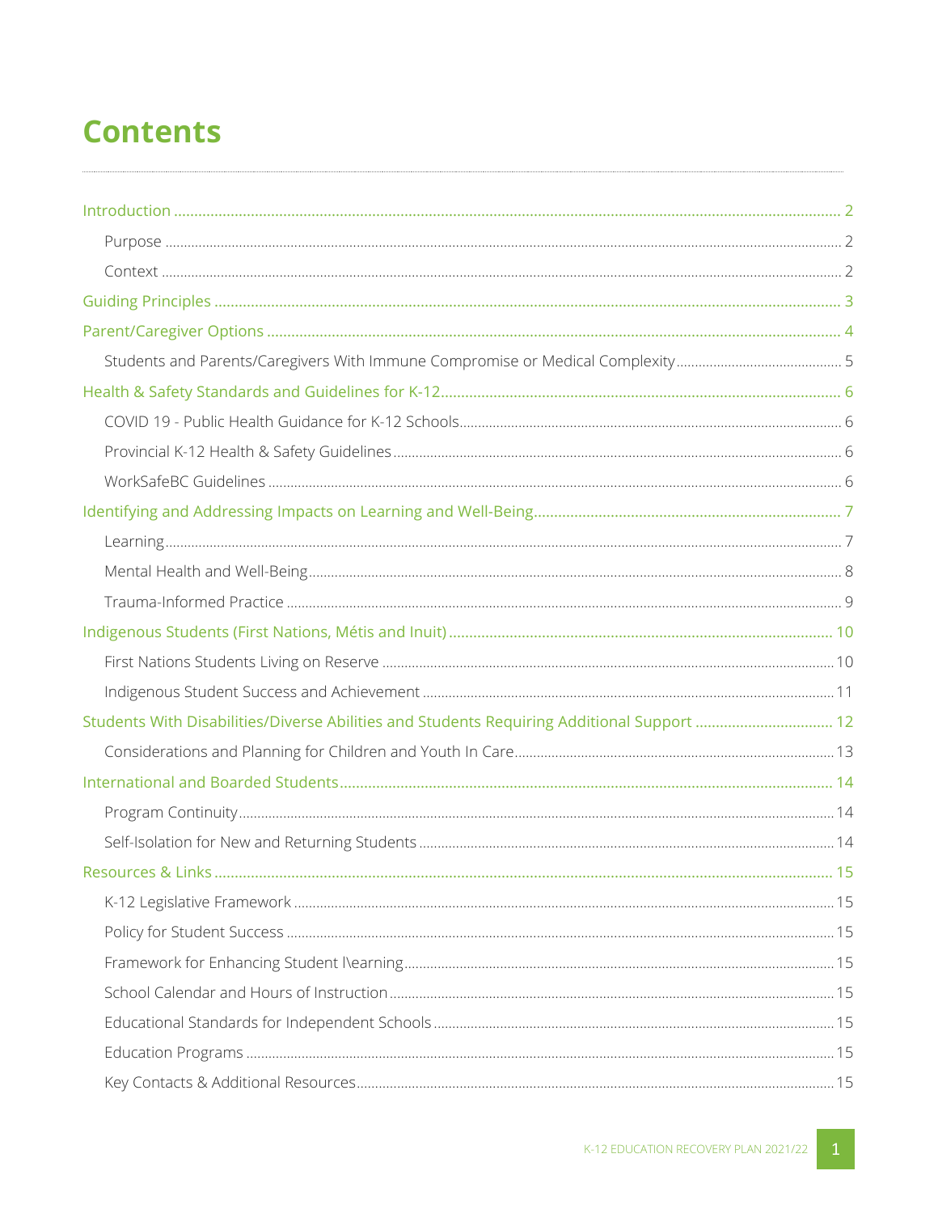# Contents

- Introduction ... 2
  - Purpose ... 2
  - Context ... 2
- Guiding Principles ... 3
- Parent/Caregiver Options ... 4
  - Students and Parents/Caregivers With Immune Compromise or Medical Complexity ... 5
- Health & Safety Standards and Guidelines for K-12 ... 6
  - COVID 19 - Public Health Guidance for K-12 Schools ... 6
  - Provincial K-12 Health & Safety Guidelines ... 6
  - WorkSafeBC Guidelines ... 6
- Identifying and Addressing Impacts on Learning and Well-Being ... 7
  - Learning ... 7
  - Mental Health and Well-Being ... 8
  - Trauma-Informed Practice ... 9
- Indigenous Students (First Nations, Métis and Inuit) ... 10
  - First Nations Students Living on Reserve ... 10
  - Indigenous Student Success and Achievement ... 11
- Students With Disabilities/Diverse Abilities and Students Requiring Additional Support ... 12
  - Considerations and Planning for Children and Youth In Care ... 13
- International and Boarded Students ... 14
  - Program Continuity ... 14
  - Self-Isolation for New and Returning Students ... 14
- Resources & Links ... 15
  - K-12 Legislative Framework ... 15
  - Policy for Student Success ... 15
  - Framework for Enhancing Student l\earning ... 15
  - School Calendar and Hours of Instruction ... 15
  - Educational Standards for Independent Schools ... 15
  - Education Programs ... 15
  - Key Contacts & Additional Resources ... 15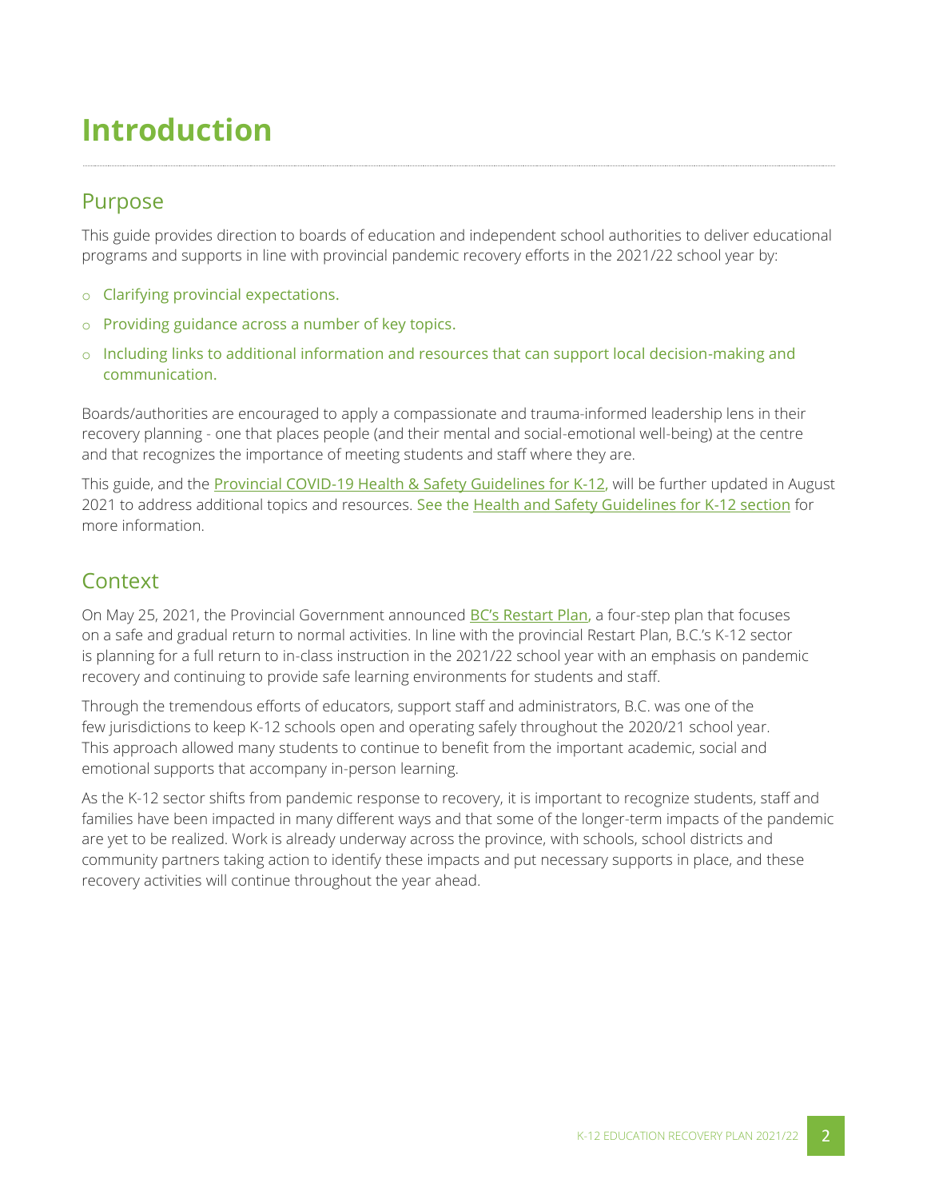# Introduction

## Purpose

This guide provides direction to boards of education and independent school authorities to deliver educational programs and supports in line with provincial pandemic recovery efforts in the 2021/22 school year by:

- Clarifying provincial expectations.
- Providing guidance across a number of key topics.
- Including links to additional information and resources that can support local decision-making and communication.

Boards/authorities are encouraged to apply a compassionate and trauma-informed leadership lens in their recovery planning - one that places people (and their mental and social-emotional well-being) at the centre and that recognizes the importance of meeting students and staff where they are.

This guide, and the Provincial COVID-19 Health & Safety Guidelines for K-12, will be further updated in August 2021 to address additional topics and resources. See the Health and Safety Guidelines for K-12 section for more information.

## Context

On May 25, 2021, the Provincial Government announced BC's Restart Plan, a four-step plan that focuses on a safe and gradual return to normal activities. In line with the provincial Restart Plan, B.C.'s K-12 sector is planning for a full return to in-class instruction in the 2021/22 school year with an emphasis on pandemic recovery and continuing to provide safe learning environments for students and staff.

Through the tremendous efforts of educators, support staff and administrators, B.C. was one of the few jurisdictions to keep K-12 schools open and operating safely throughout the 2020/21 school year. This approach allowed many students to continue to benefit from the important academic, social and emotional supports that accompany in-person learning.

As the K-12 sector shifts from pandemic response to recovery, it is important to recognize students, staff and families have been impacted in many different ways and that some of the longer-term impacts of the pandemic are yet to be realized. Work is already underway across the province, with schools, school districts and community partners taking action to identify these impacts and put necessary supports in place, and these recovery activities will continue throughout the year ahead.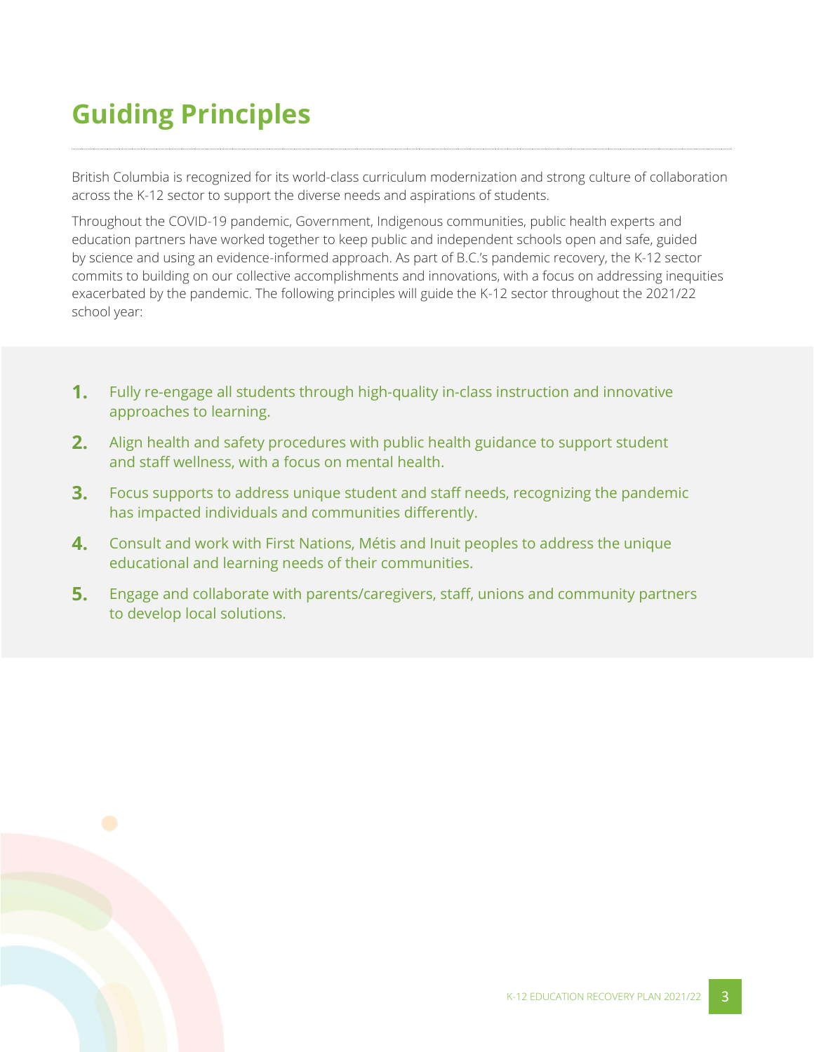# Guiding Principles

British Columbia is recognized for its world-class curriculum modernization and strong culture of collaboration across the K-12 sector to support the diverse needs and aspirations of students.

Throughout the COVID-19 pandemic, Government, Indigenous communities, public health experts and education partners have worked together to keep public and independent schools open and safe, guided by science and using an evidence-informed approach. As part of B.C.'s pandemic recovery, the K-12 sector commits to building on our collective accomplishments and innovations, with a focus on addressing inequities exacerbated by the pandemic. The following principles will guide the K-12 sector throughout the 2021/22 school year:

1. Fully re-engage all students through high-quality in-class instruction and innovative approaches to learning.
2. Align health and safety procedures with public health guidance to support student and staff wellness, with a focus on mental health.
3. Focus supports to address unique student and staff needs, recognizing the pandemic has impacted individuals and communities differently.
4. Consult and work with First Nations, Métis and Inuit peoples to address the unique educational and learning needs of their communities.
5. Engage and collaborate with parents/caregivers, staff, unions and community partners to develop local solutions.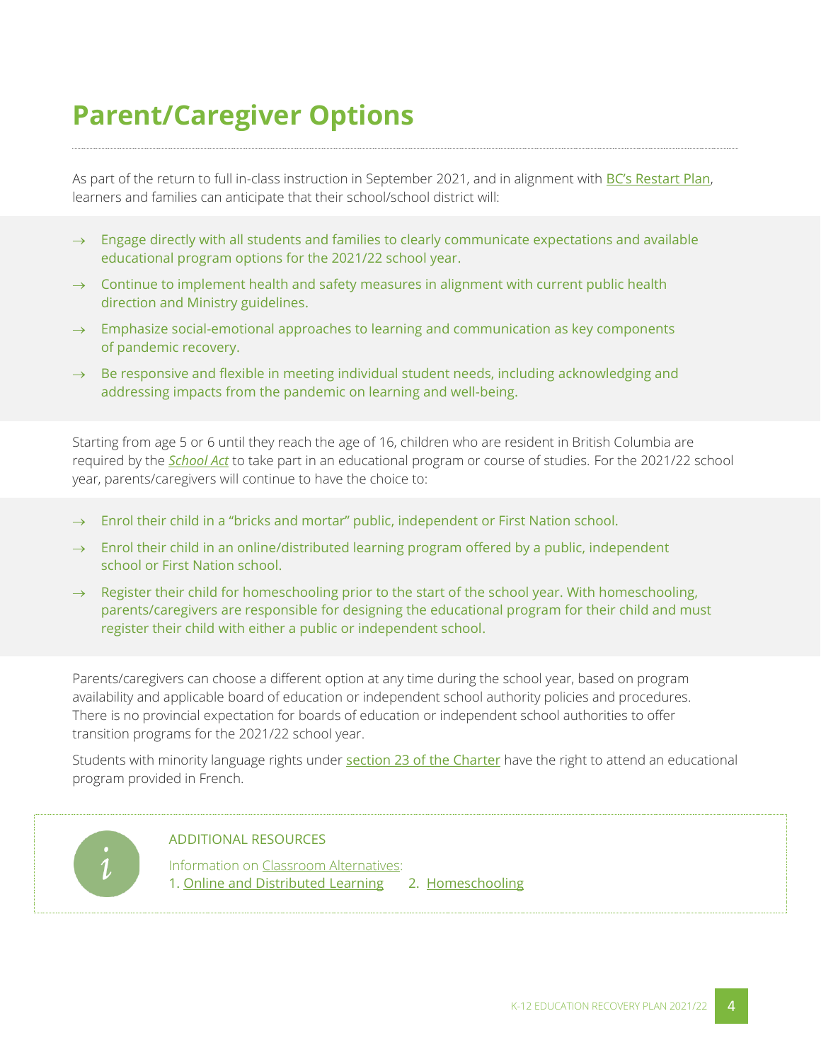# Parent/Caregiver Options

As part of the return to full in-class instruction in September 2021, and in alignment with BC's Restart Plan, learners and families can anticipate that their school/school district will:

- Engage directly with all students and families to clearly communicate expectations and available educational program options for the 2021/22 school year.
- Continue to implement health and safety measures in alignment with current public health direction and Ministry guidelines.
- Emphasize social-emotional approaches to learning and communication as key components of pandemic recovery.
- Be responsive and flexible in meeting individual student needs, including acknowledging and addressing impacts from the pandemic on learning and well-being.

Starting from age 5 or 6 until they reach the age of 16, children who are resident in British Columbia are required by the *School Act* to take part in an educational program or course of studies. For the 2021/22 school year, parents/caregivers will continue to have the choice to:

- Enrol their child in a "bricks and mortar" public, independent or First Nation school.
- Enrol their child in an online/distributed learning program offered by a public, independent school or First Nation school.
- Register their child for homeschooling prior to the start of the school year. With homeschooling, parents/caregivers are responsible for designing the educational program for their child and must register their child with either a public or independent school.

Parents/caregivers can choose a different option at any time during the school year, based on program availability and applicable board of education or independent school authority policies and procedures. There is no provincial expectation for boards of education or independent school authorities to offer transition programs for the 2021/22 school year.

Students with minority language rights under section 23 of the Charter have the right to attend an educational program provided in French.

ADDITIONAL RESOURCES

Information on Classroom Alternatives:
1. Online and Distributed Learning 2. Homeschooling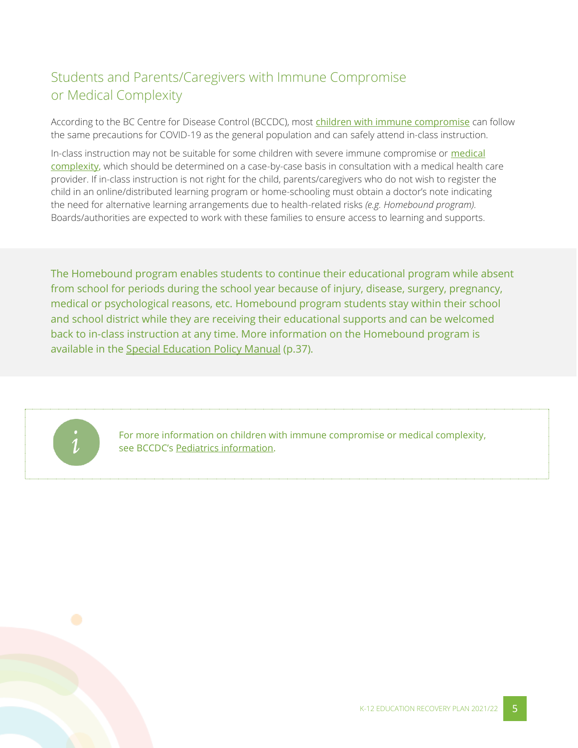## Students and Parents/Caregivers with Immune Compromise or Medical Complexity

According to the BC Centre for Disease Control (BCCDC), most children with immune compromise can follow the same precautions for COVID-19 as the general population and can safely attend in-class instruction.

In-class instruction may not be suitable for some children with severe immune compromise or medical complexity, which should be determined on a case-by-case basis in consultation with a medical health care provider. If in-class instruction is not right for the child, parents/caregivers who do not wish to register the child in an online/distributed learning program or home-schooling must obtain a doctor's note indicating the need for alternative learning arrangements due to health-related risks *(e.g. Homebound program).* Boards/authorities are expected to work with these families to ensure access to learning and supports.

The Homebound program enables students to continue their educational program while absent from school for periods during the school year because of injury, disease, surgery, pregnancy, medical or psychological reasons, etc. Homebound program students stay within their school and school district while they are receiving their educational supports and can be welcomed back to in-class instruction at any time. More information on the Homebound program is available in the Special Education Policy Manual (p.37).

For more information on children with immune compromise or medical complexity, see BCCDC's Pediatrics information.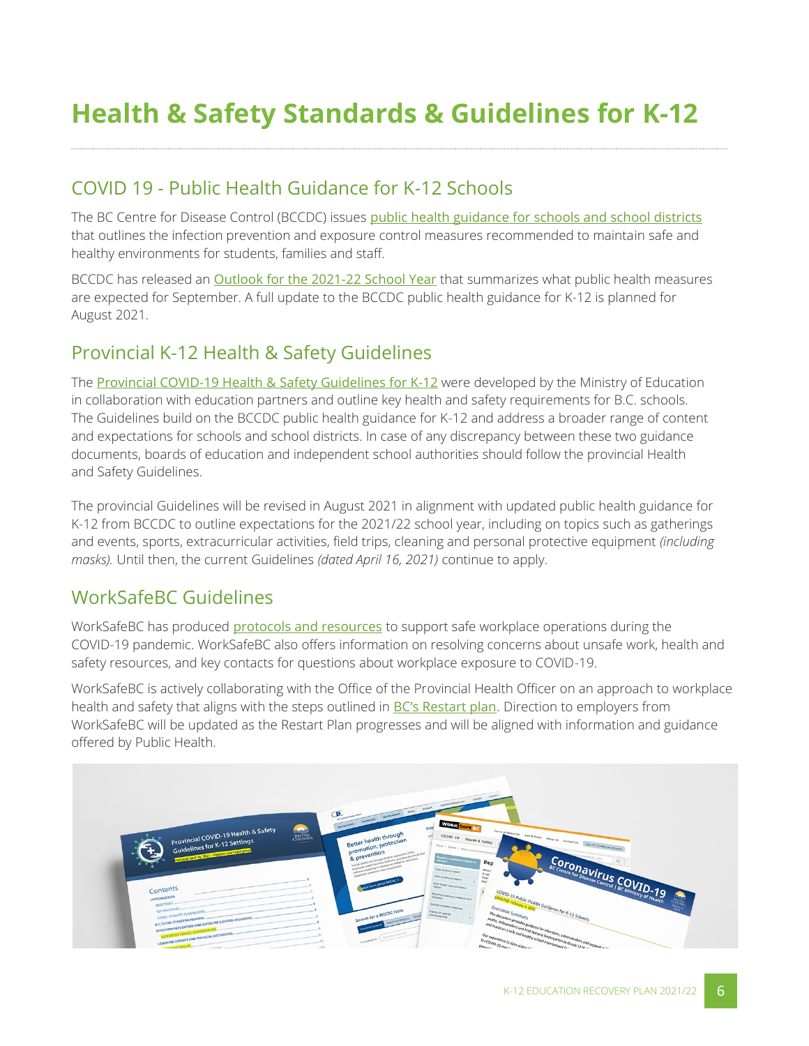# Health & Safety Standards & Guidelines for K-12

## COVID 19 - Public Health Guidance for K-12 Schools

The BC Centre for Disease Control (BCCDC) issues public health guidance for schools and school districts that outlines the infection prevention and exposure control measures recommended to maintain safe and healthy environments for students, families and staff.

BCCDC has released an Outlook for the 2021-22 School Year that summarizes what public health measures are expected for September. A full update to the BCCDC public health guidance for K-12 is planned for August 2021.

## Provincial K-12 Health & Safety Guidelines

The Provincial COVID-19 Health & Safety Guidelines for K-12 were developed by the Ministry of Education in collaboration with education partners and outline key health and safety requirements for B.C. schools. The Guidelines build on the BCCDC public health guidance for K-12 and address a broader range of content and expectations for schools and school districts. In case of any discrepancy between these two guidance documents, boards of education and independent school authorities should follow the provincial Health and Safety Guidelines.

The provincial Guidelines will be revised in August 2021 in alignment with updated public health guidance for K-12 from BCCDC to outline expectations for the 2021/22 school year, including on topics such as gatherings and events, sports, extracurricular activities, field trips, cleaning and personal protective equipment *(including masks).* Until then, the current Guidelines *(dated April 16, 2021)* continue to apply.

## WorkSafeBC Guidelines

WorkSafeBC has produced protocols and resources to support safe workplace operations during the COVID-19 pandemic. WorkSafeBC also offers information on resolving concerns about unsafe work, health and safety resources, and key contacts for questions about workplace exposure to COVID-19.

WorkSafeBC is actively collaborating with the Office of the Provincial Health Officer on an approach to workplace health and safety that aligns with the steps outlined in BC's Restart plan. Direction to employers from WorkSafeBC will be updated as the Restart Plan progresses and will be aligned with information and guidance offered by Public Health.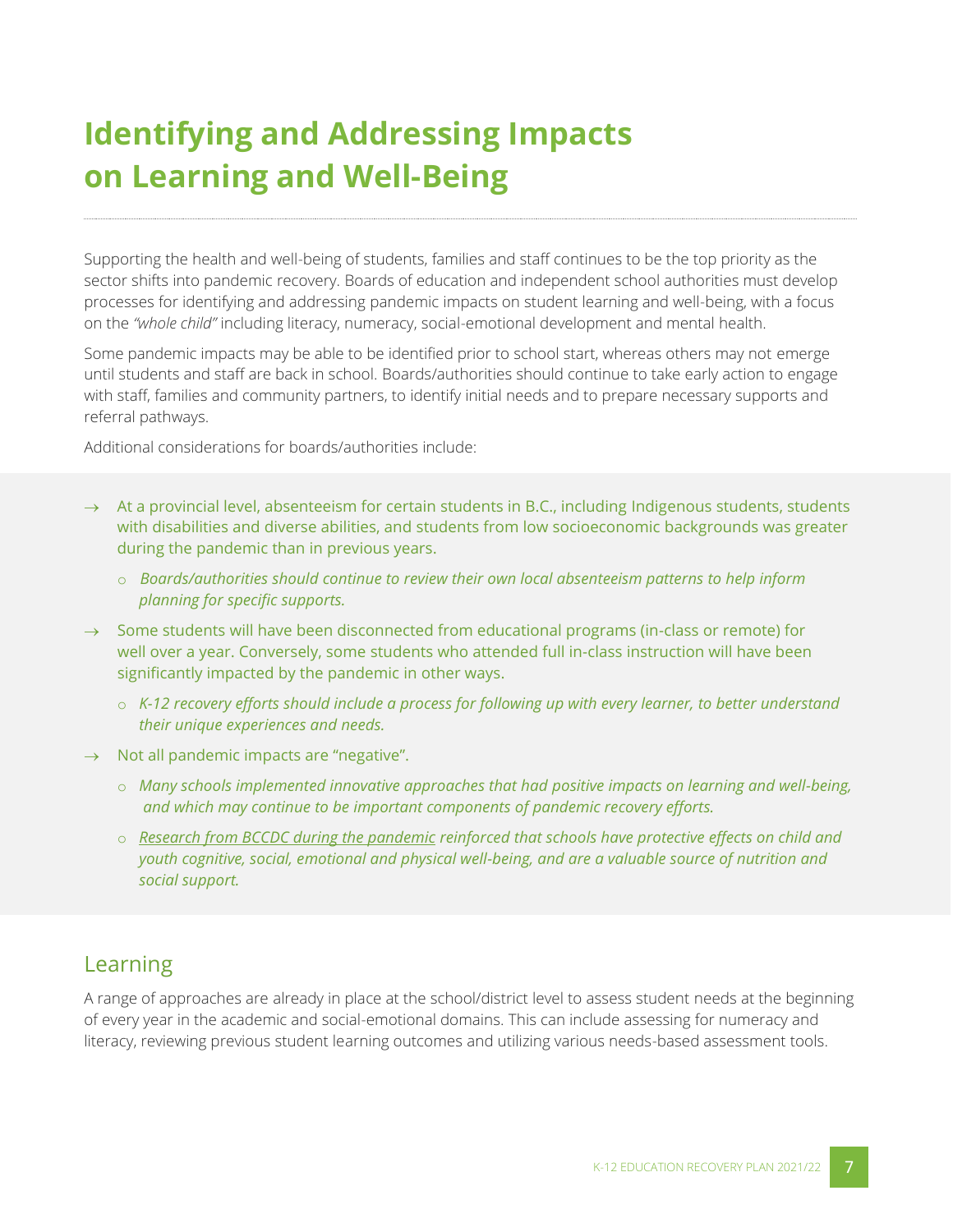# Identifying and Addressing Impacts on Learning and Well-Being

Supporting the health and well-being of students, families and staff continues to be the top priority as the sector shifts into pandemic recovery. Boards of education and independent school authorities must develop processes for identifying and addressing pandemic impacts on student learning and well-being, with a focus on the *"whole child"* including literacy, numeracy, social-emotional development and mental health.

Some pandemic impacts may be able to be identified prior to school start, whereas others may not emerge until students and staff are back in school. Boards/authorities should continue to take early action to engage with staff, families and community partners, to identify initial needs and to prepare necessary supports and referral pathways.

Additional considerations for boards/authorities include:

- At a provincial level, absenteeism for certain students in B.C., including Indigenous students, students with disabilities and diverse abilities, and students from low socioeconomic backgrounds was greater during the pandemic than in previous years.
  - *Boards/authorities should continue to review their own local absenteeism patterns to help inform planning for specific supports.*
- Some students will have been disconnected from educational programs (in-class or remote) for well over a year. Conversely, some students who attended full in-class instruction will have been significantly impacted by the pandemic in other ways.
  - *K-12 recovery efforts should include a process for following up with every learner, to better understand their unique experiences and needs.*
- Not all pandemic impacts are "negative".
  - *Many schools implemented innovative approaches that had positive impacts on learning and well-being, and which may continue to be important components of pandemic recovery efforts.*
  - *Research from BCCDC during the pandemic reinforced that schools have protective effects on child and youth cognitive, social, emotional and physical well-being, and are a valuable source of nutrition and social support.*

## Learning

A range of approaches are already in place at the school/district level to assess student needs at the beginning of every year in the academic and social-emotional domains. This can include assessing for numeracy and literacy, reviewing previous student learning outcomes and utilizing various needs-based assessment tools.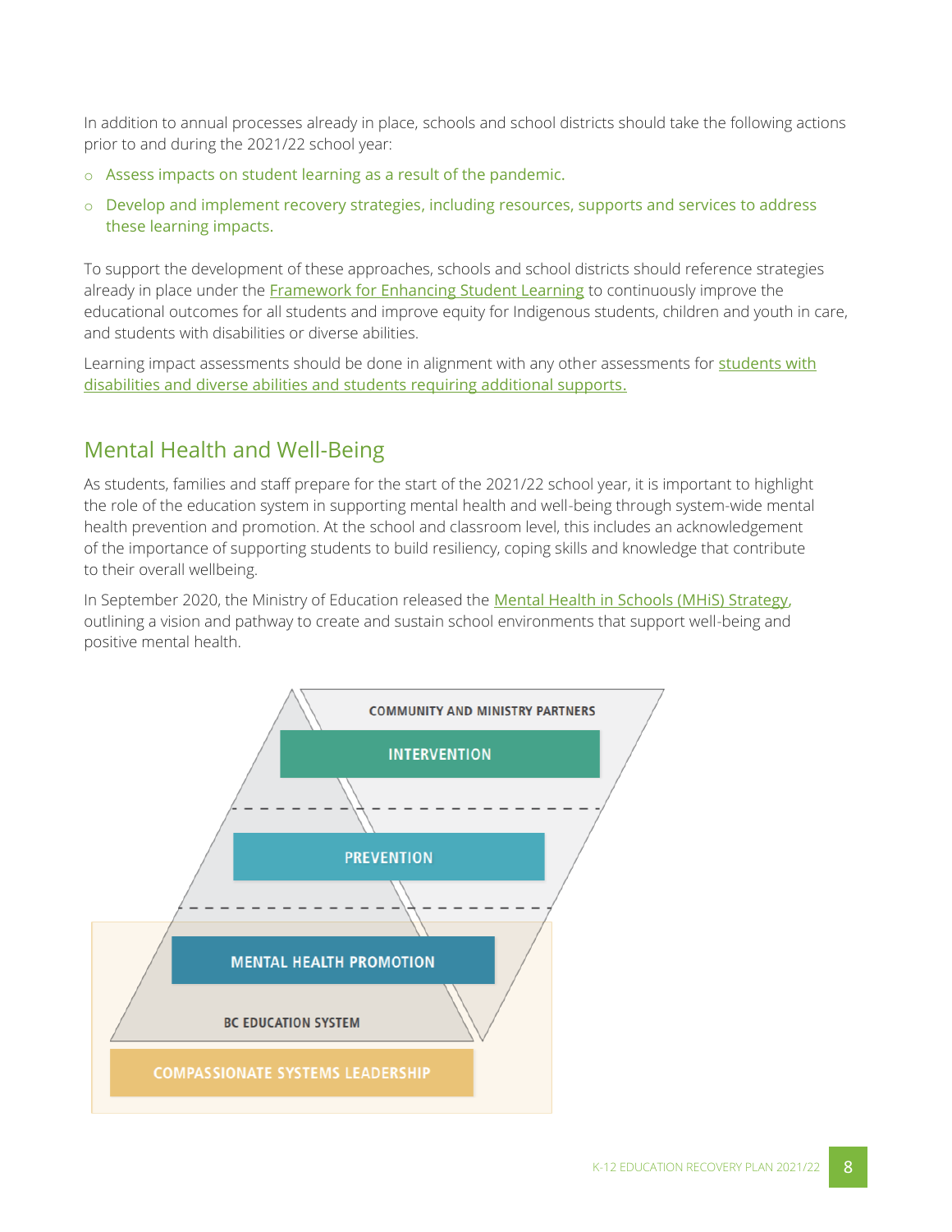In addition to annual processes already in place, schools and school districts should take the following actions prior to and during the 2021/22 school year:

- Assess impacts on student learning as a result of the pandemic.
- Develop and implement recovery strategies, including resources, supports and services to address these learning impacts.

To support the development of these approaches, schools and school districts should reference strategies already in place under the Framework for Enhancing Student Learning to continuously improve the educational outcomes for all students and improve equity for Indigenous students, children and youth in care, and students with disabilities or diverse abilities.

Learning impact assessments should be done in alignment with any other assessments for students with disabilities and diverse abilities and students requiring additional supports.

## Mental Health and Well-Being

As students, families and staff prepare for the start of the 2021/22 school year, it is important to highlight the role of the education system in supporting mental health and well-being through system-wide mental health prevention and promotion. At the school and classroom level, this includes an acknowledgement of the importance of supporting students to build resiliency, coping skills and knowledge that contribute to their overall wellbeing.

In September 2020, the Ministry of Education released the Mental Health in Schools (MHiS) Strategy, outlining a vision and pathway to create and sustain school environments that support well-being and positive mental health.

COMMUNITY AND MINISTRY PARTNERS

INTERVENTION

PREVENTION

MENTAL HEALTH PROMOTION

BC EDUCATION SYSTEM

COMPASSIONATE SYSTEMS LEADERSHIP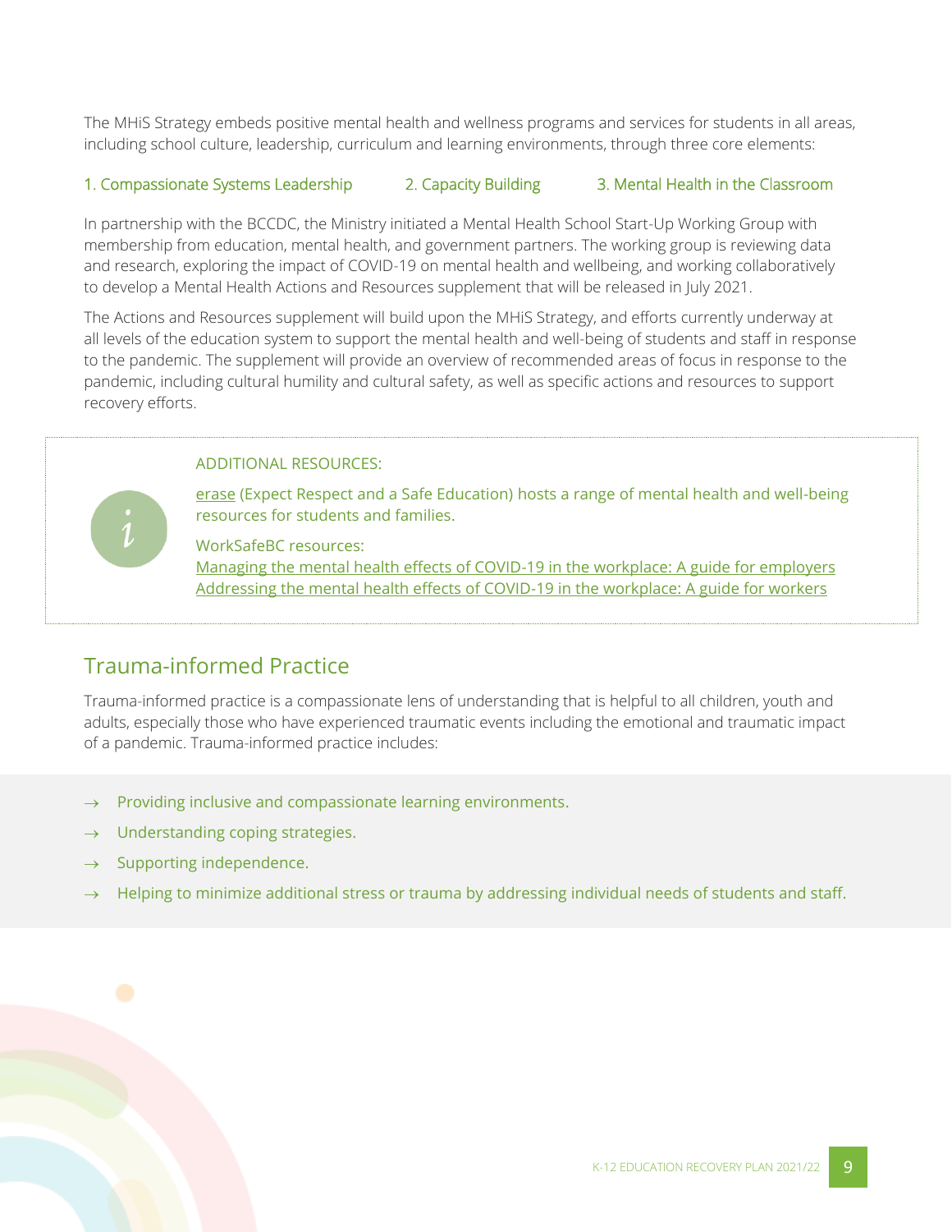The MHiS Strategy embeds positive mental health and wellness programs and services for students in all areas, including school culture, leadership, curriculum and learning environments, through three core elements:

1. Compassionate Systems Leadership
2. Capacity Building
3. Mental Health in the Classroom

In partnership with the BCCDC, the Ministry initiated a Mental Health School Start-Up Working Group with membership from education, mental health, and government partners. The working group is reviewing data and research, exploring the impact of COVID-19 on mental health and wellbeing, and working collaboratively to develop a Mental Health Actions and Resources supplement that will be released in July 2021.

The Actions and Resources supplement will build upon the MHiS Strategy, and efforts currently underway at all levels of the education system to support the mental health and well-being of students and staff in response to the pandemic. The supplement will provide an overview of recommended areas of focus in response to the pandemic, including cultural humility and cultural safety, as well as specific actions and resources to support recovery efforts.

> ADDITIONAL RESOURCES:
>
> erase (Expect Respect and a Safe Education) hosts a range of mental health and well-being resources for students and families.
>
> WorkSafeBC resources:
> Managing the mental health effects of COVID-19 in the workplace: A guide for employers
> Addressing the mental health effects of COVID-19 in the workplace: A guide for workers

## Trauma-informed Practice

Trauma-informed practice is a compassionate lens of understanding that is helpful to all children, youth and adults, especially those who have experienced traumatic events including the emotional and traumatic impact of a pandemic. Trauma-informed practice includes:

- Providing inclusive and compassionate learning environments.
- Understanding coping strategies.
- Supporting independence.
- Helping to minimize additional stress or trauma by addressing individual needs of students and staff.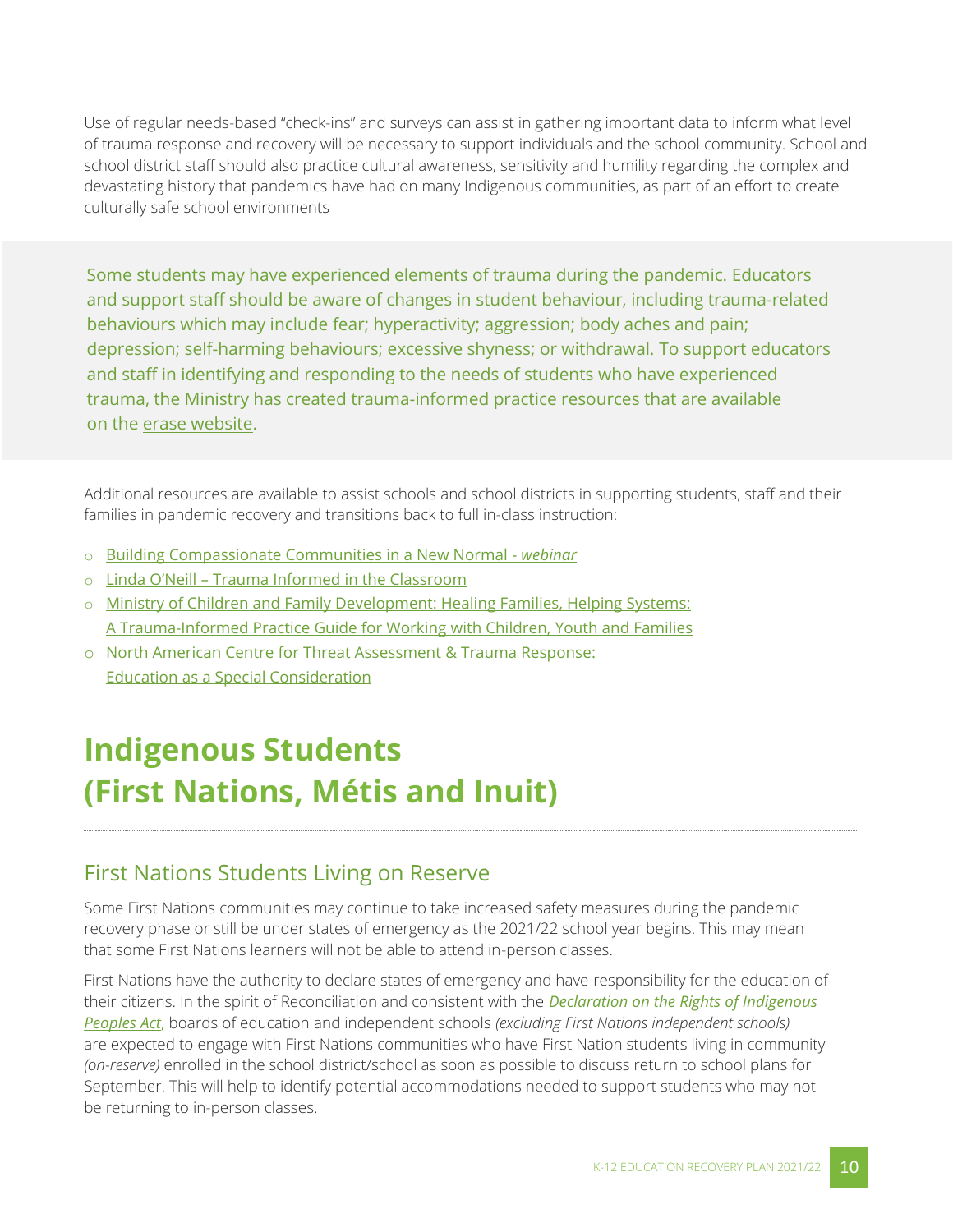Use of regular needs-based "check-ins" and surveys can assist in gathering important data to inform what level of trauma response and recovery will be necessary to support individuals and the school community. School and school district staff should also practice cultural awareness, sensitivity and humility regarding the complex and devastating history that pandemics have had on many Indigenous communities, as part of an effort to create culturally safe school environments

> Some students may have experienced elements of trauma during the pandemic. Educators and support staff should be aware of changes in student behaviour, including trauma-related behaviours which may include fear; hyperactivity; aggression; body aches and pain; depression; self-harming behaviours; excessive shyness; or withdrawal. To support educators and staff in identifying and responding to the needs of students who have experienced trauma, the Ministry has created trauma-informed practice resources that are available on the erase website.

Additional resources are available to assist schools and school districts in supporting students, staff and their families in pandemic recovery and transitions back to full in-class instruction:

- Building Compassionate Communities in a New Normal - *webinar*
- Linda O'Neill – Trauma Informed in the Classroom
- Ministry of Children and Family Development: Healing Families, Helping Systems: A Trauma-Informed Practice Guide for Working with Children, Youth and Families
- North American Centre for Threat Assessment & Trauma Response: Education as a Special Consideration

# Indigenous Students (First Nations, Métis and Inuit)

## First Nations Students Living on Reserve

Some First Nations communities may continue to take increased safety measures during the pandemic recovery phase or still be under states of emergency as the 2021/22 school year begins. This may mean that some First Nations learners will not be able to attend in-person classes.

First Nations have the authority to declare states of emergency and have responsibility for the education of their citizens. In the spirit of Reconciliation and consistent with the ***Declaration on the Rights of Indigenous Peoples Act***, boards of education and independent schools *(excluding First Nations independent schools)* are expected to engage with First Nations communities who have First Nation students living in community *(on-reserve)* enrolled in the school district/school as soon as possible to discuss return to school plans for September. This will help to identify potential accommodations needed to support students who may not be returning to in-person classes.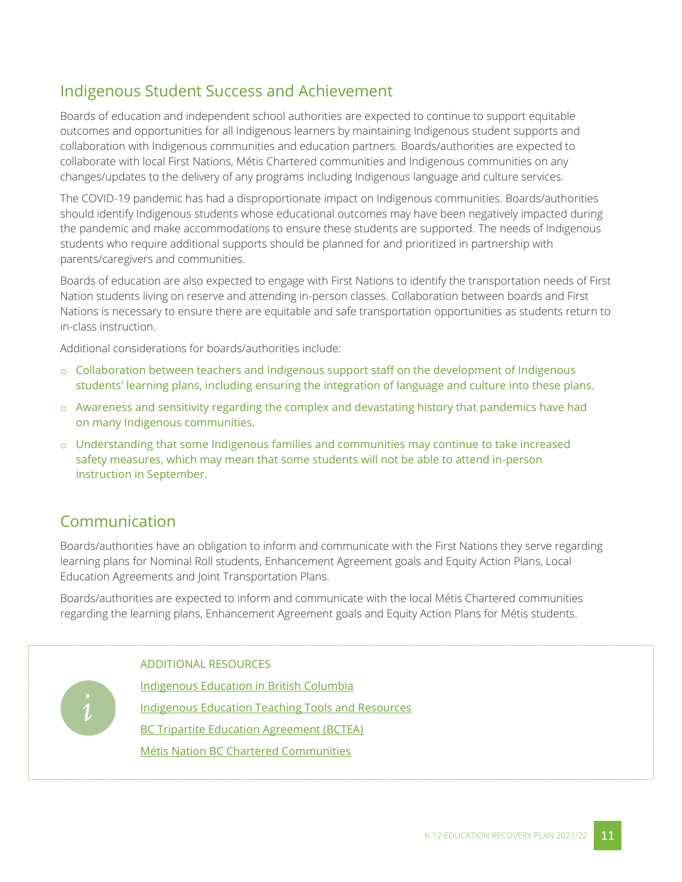## Indigenous Student Success and Achievement

Boards of education and independent school authorities are expected to continue to support equitable outcomes and opportunities for all Indigenous learners by maintaining Indigenous student supports and collaboration with Indigenous communities and education partners. Boards/authorities are expected to collaborate with local First Nations, Métis Chartered communities and Indigenous communities on any changes/updates to the delivery of any programs including Indigenous language and culture services.

The COVID-19 pandemic has had a disproportionate impact on Indigenous communities. Boards/authorities should identify Indigenous students whose educational outcomes may have been negatively impacted during the pandemic and make accommodations to ensure these students are supported. The needs of Indigenous students who require additional supports should be planned for and prioritized in partnership with parents/caregivers and communities.

Boards of education are also expected to engage with First Nations to identify the transportation needs of First Nation students living on reserve and attending in-person classes. Collaboration between boards and First Nations is necessary to ensure there are equitable and safe transportation opportunities as students return to in-class instruction.

Additional considerations for boards/authorities include:

- Collaboration between teachers and Indigenous support staff on the development of Indigenous students' learning plans, including ensuring the integration of language and culture into these plans.
- Awareness and sensitivity regarding the complex and devastating history that pandemics have had on many Indigenous communities.
- Understanding that some Indigenous families and communities may continue to take increased safety measures, which may mean that some students will not be able to attend in-person instruction in September.

## Communication

Boards/authorities have an obligation to inform and communicate with the First Nations they serve regarding learning plans for Nominal Roll students, Enhancement Agreement goals and Equity Action Plans, Local Education Agreements and Joint Transportation Plans.

Boards/authorities are expected to inform and communicate with the local Métis Chartered communities regarding the learning plans, Enhancement Agreement goals and Equity Action Plans for Métis students.

ADDITIONAL RESOURCES

Indigenous Education in British Columbia

Indigenous Education Teaching Tools and Resources

BC Tripartite Education Agreement (BCTEA)

Métis Nation BC Chartered Communities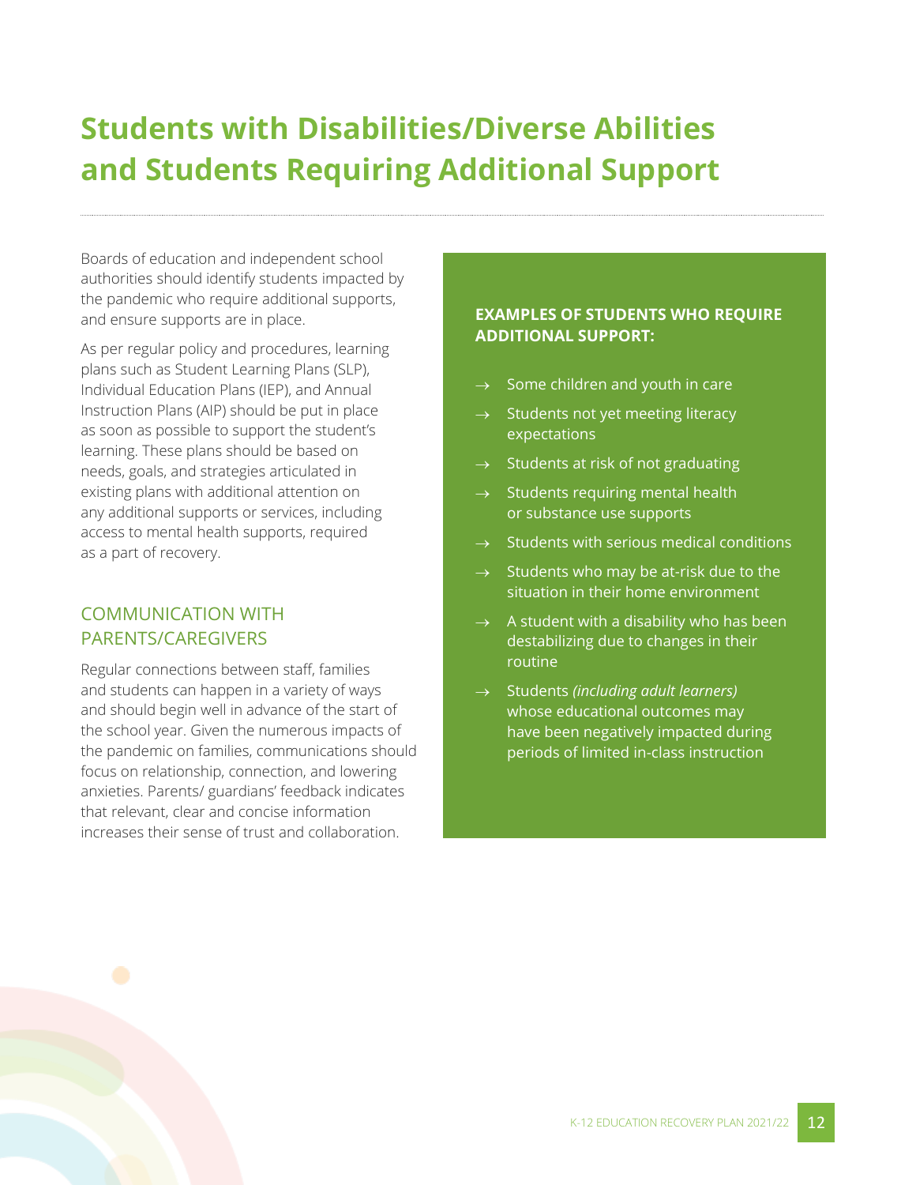# Students with Disabilities/Diverse Abilities and Students Requiring Additional Support

Boards of education and independent school authorities should identify students impacted by the pandemic who require additional supports, and ensure supports are in place.

As per regular policy and procedures, learning plans such as Student Learning Plans (SLP), Individual Education Plans (IEP), and Annual Instruction Plans (AIP) should be put in place as soon as possible to support the student's learning. These plans should be based on needs, goals, and strategies articulated in existing plans with additional attention on any additional supports or services, including access to mental health supports, required as a part of recovery.

## COMMUNICATION WITH PARENTS/CAREGIVERS

Regular connections between staff, families and students can happen in a variety of ways and should begin well in advance of the start of the school year. Given the numerous impacts of the pandemic on families, communications should focus on relationship, connection, and lowering anxieties. Parents/ guardians' feedback indicates that relevant, clear and concise information increases their sense of trust and collaboration.

**EXAMPLES OF STUDENTS WHO REQUIRE ADDITIONAL SUPPORT:**

- → Some children and youth in care
- → Students not yet meeting literacy expectations
- → Students at risk of not graduating
- → Students requiring mental health or substance use supports
- → Students with serious medical conditions
- → Students who may be at-risk due to the situation in their home environment
- → A student with a disability who has been destabilizing due to changes in their routine
- → Students *(including adult learners)* whose educational outcomes may have been negatively impacted during periods of limited in-class instruction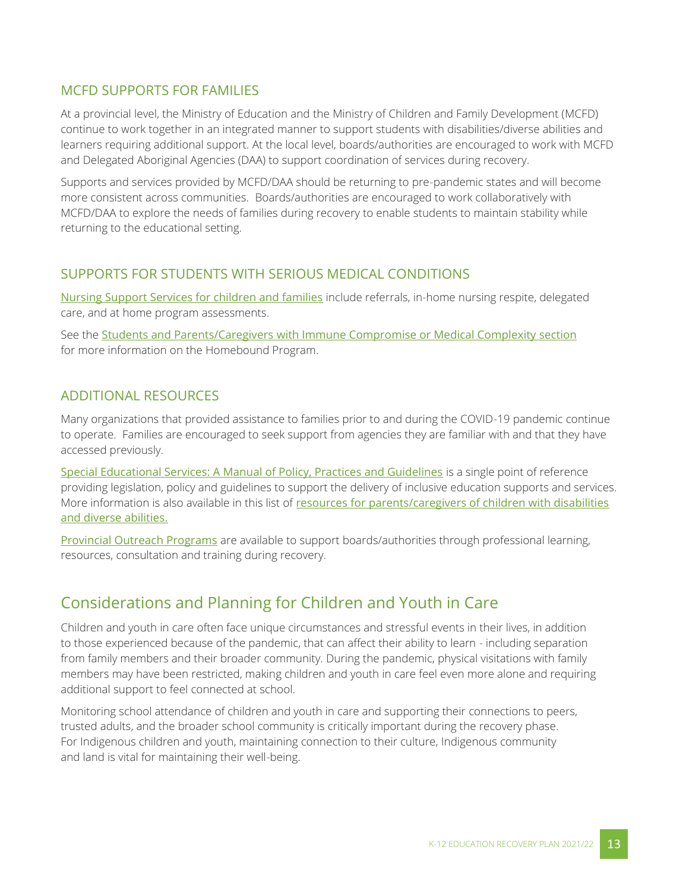### MCFD SUPPORTS FOR FAMILIES

At a provincial level, the Ministry of Education and the Ministry of Children and Family Development (MCFD) continue to work together in an integrated manner to support students with disabilities/diverse abilities and learners requiring additional support. At the local level, boards/authorities are encouraged to work with MCFD and Delegated Aboriginal Agencies (DAA) to support coordination of services during recovery.

Supports and services provided by MCFD/DAA should be returning to pre-pandemic states and will become more consistent across communities. Boards/authorities are encouraged to work collaboratively with MCFD/DAA to explore the needs of families during recovery to enable students to maintain stability while returning to the educational setting.

### SUPPORTS FOR STUDENTS WITH SERIOUS MEDICAL CONDITIONS

Nursing Support Services for children and families include referrals, in-home nursing respite, delegated care, and at home program assessments.

See the Students and Parents/Caregivers with Immune Compromise or Medical Complexity section for more information on the Homebound Program.

### ADDITIONAL RESOURCES

Many organizations that provided assistance to families prior to and during the COVID-19 pandemic continue to operate. Families are encouraged to seek support from agencies they are familiar with and that they have accessed previously.

Special Educational Services: A Manual of Policy, Practices and Guidelines is a single point of reference providing legislation, policy and guidelines to support the delivery of inclusive education supports and services. More information is also available in this list of resources for parents/caregivers of children with disabilities and diverse abilities.

Provincial Outreach Programs are available to support boards/authorities through professional learning, resources, consultation and training during recovery.

## Considerations and Planning for Children and Youth in Care

Children and youth in care often face unique circumstances and stressful events in their lives, in addition to those experienced because of the pandemic, that can affect their ability to learn - including separation from family members and their broader community. During the pandemic, physical visitations with family members may have been restricted, making children and youth in care feel even more alone and requiring additional support to feel connected at school.

Monitoring school attendance of children and youth in care and supporting their connections to peers, trusted adults, and the broader school community is critically important during the recovery phase. For Indigenous children and youth, maintaining connection to their culture, Indigenous community and land is vital for maintaining their well-being.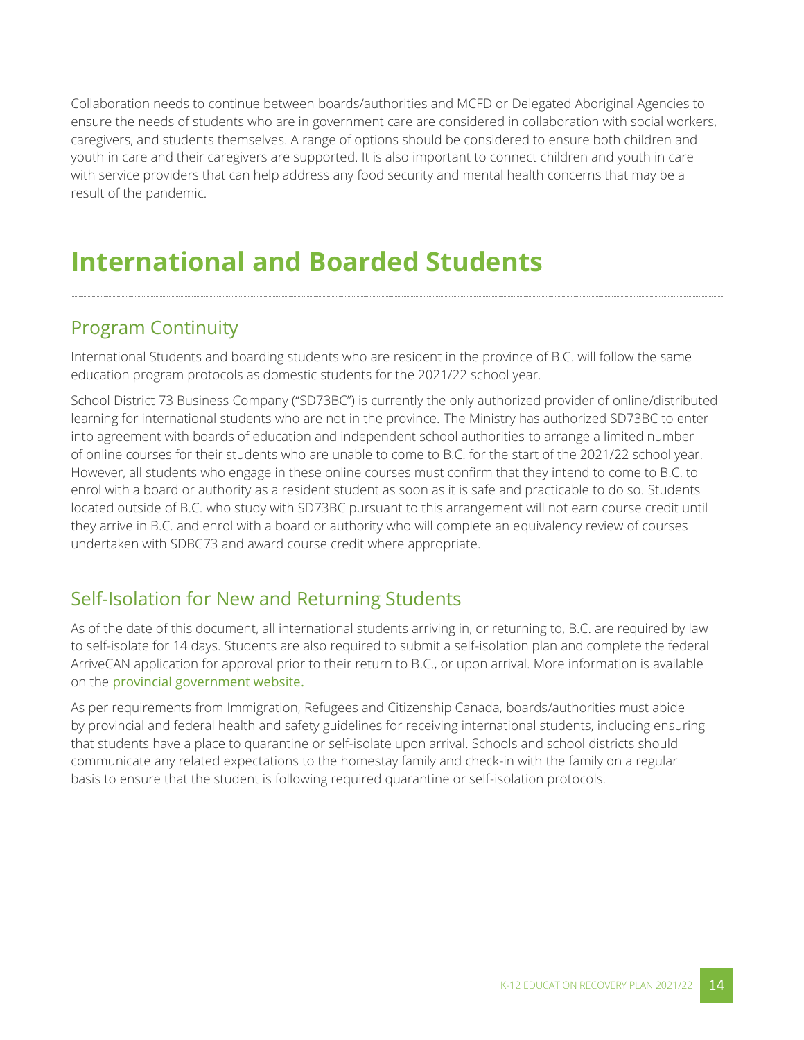Collaboration needs to continue between boards/authorities and MCFD or Delegated Aboriginal Agencies to ensure the needs of students who are in government care are considered in collaboration with social workers, caregivers, and students themselves. A range of options should be considered to ensure both children and youth in care and their caregivers are supported. It is also important to connect children and youth in care with service providers that can help address any food security and mental health concerns that may be a result of the pandemic.

# International and Boarded Students

## Program Continuity

International Students and boarding students who are resident in the province of B.C. will follow the same education program protocols as domestic students for the 2021/22 school year.

School District 73 Business Company ("SD73BC") is currently the only authorized provider of online/distributed learning for international students who are not in the province. The Ministry has authorized SD73BC to enter into agreement with boards of education and independent school authorities to arrange a limited number of online courses for their students who are unable to come to B.C. for the start of the 2021/22 school year. However, all students who engage in these online courses must confirm that they intend to come to B.C. to enrol with a board or authority as a resident student as soon as it is safe and practicable to do so. Students located outside of B.C. who study with SD73BC pursuant to this arrangement will not earn course credit until they arrive in B.C. and enrol with a board or authority who will complete an equivalency review of courses undertaken with SDBC73 and award course credit where appropriate.

## Self-Isolation for New and Returning Students

As of the date of this document, all international students arriving in, or returning to, B.C. are required by law to self-isolate for 14 days. Students are also required to submit a self-isolation plan and complete the federal ArriveCAN application for approval prior to their return to B.C., or upon arrival. More information is available on the provincial government website.

As per requirements from Immigration, Refugees and Citizenship Canada, boards/authorities must abide by provincial and federal health and safety guidelines for receiving international students, including ensuring that students have a place to quarantine or self-isolate upon arrival. Schools and school districts should communicate any related expectations to the homestay family and check-in with the family on a regular basis to ensure that the student is following required quarantine or self-isolation protocols.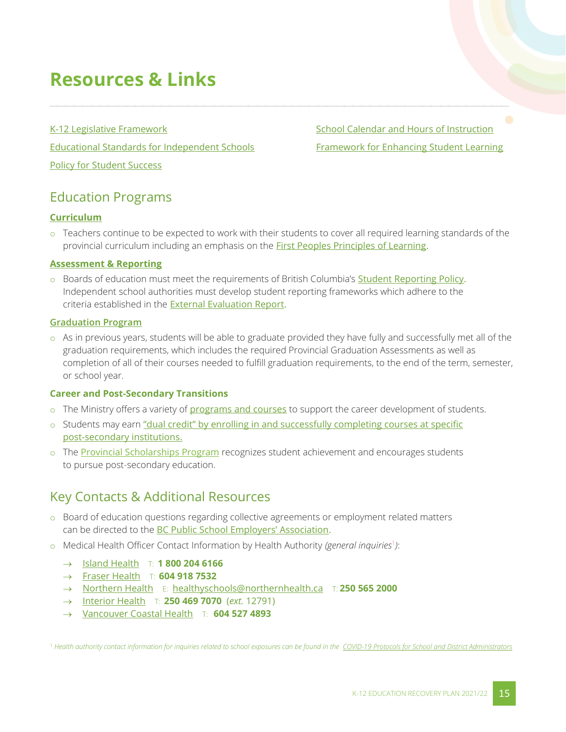# Resources & Links

K-12 Legislative Framework

Educational Standards for Independent Schools

Policy for Student Success

School Calendar and Hours of Instruction

Framework for Enhancing Student Learning

## Education Programs

**Curriculum**

- Teachers continue to be expected to work with their students to cover all required learning standards of the provincial curriculum including an emphasis on the First Peoples Principles of Learning.

**Assessment & Reporting**

- Boards of education must meet the requirements of British Columbia's Student Reporting Policy. Independent school authorities must develop student reporting frameworks which adhere to the criteria established in the External Evaluation Report.

**Graduation Program**

- As in previous years, students will be able to graduate provided they have fully and successfully met all of the graduation requirements, which includes the required Provincial Graduation Assessments as well as completion of all of their courses needed to fulfill graduation requirements, to the end of the term, semester, or school year.

**Career and Post-Secondary Transitions**

- The Ministry offers a variety of programs and courses to support the career development of students.
- Students may earn "dual credit" by enrolling in and successfully completing courses at specific post-secondary institutions.
- The Provincial Scholarships Program recognizes student achievement and encourages students to pursue post-secondary education.

## Key Contacts & Additional Resources

- Board of education questions regarding collective agreements or employment related matters can be directed to the BC Public School Employers' Association.
- Medical Health Officer Contact Information by Health Authority *(general inquiries*[1]*)*:
  - → Island Health T: **1 800 204 6166**
  - → Fraser Health T: **604 918 7532**
  - → Northern Health E: healthyschools@northernhealth.ca T: **250 565 2000**
  - → Interior Health T: **250 469 7070** (*ext.* 12791)
  - → Vancouver Coastal Health T: **604 527 4893**

[1] *Health authority contact information for inquiries related to school exposures can be found in the COVID-19 Protocols for School and District Administrators*